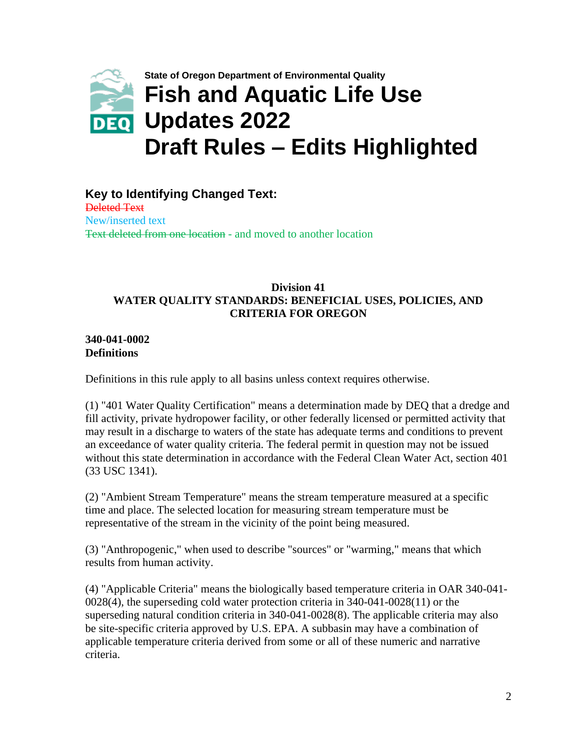State of Oregon Department of Environmental Quality

# Fish and Aquatic Life Use Updates 2022 Draft Rules – Edits Highlighted

## Key to Identifying Changed Text:

~~Deleted Text~~
New/inserted text
~~Text deleted from one location~~ - and moved to another location

**Division 41**
**WATER QUALITY STANDARDS: BENEFICIAL USES, POLICIES, AND CRITERIA FOR OREGON**

**340-041-0002**
**Definitions**

Definitions in this rule apply to all basins unless context requires otherwise.

(1) "401 Water Quality Certification" means a determination made by DEQ that a dredge and fill activity, private hydropower facility, or other federally licensed or permitted activity that may result in a discharge to waters of the state has adequate terms and conditions to prevent an exceedance of water quality criteria. The federal permit in question may not be issued without this state determination in accordance with the Federal Clean Water Act, section 401 (33 USC 1341).

(2) "Ambient Stream Temperature" means the stream temperature measured at a specific time and place. The selected location for measuring stream temperature must be representative of the stream in the vicinity of the point being measured.

(3) "Anthropogenic," when used to describe "sources" or "warming," means that which results from human activity.

(4) "Applicable Criteria" means the biologically based temperature criteria in OAR 340-041-0028(4), the superseding cold water protection criteria in 340-041-0028(11) or the superseding natural condition criteria in 340-041-0028(8). The applicable criteria may also be site-specific criteria approved by U.S. EPA. A subbasin may have a combination of applicable temperature criteria derived from some or all of these numeric and narrative criteria.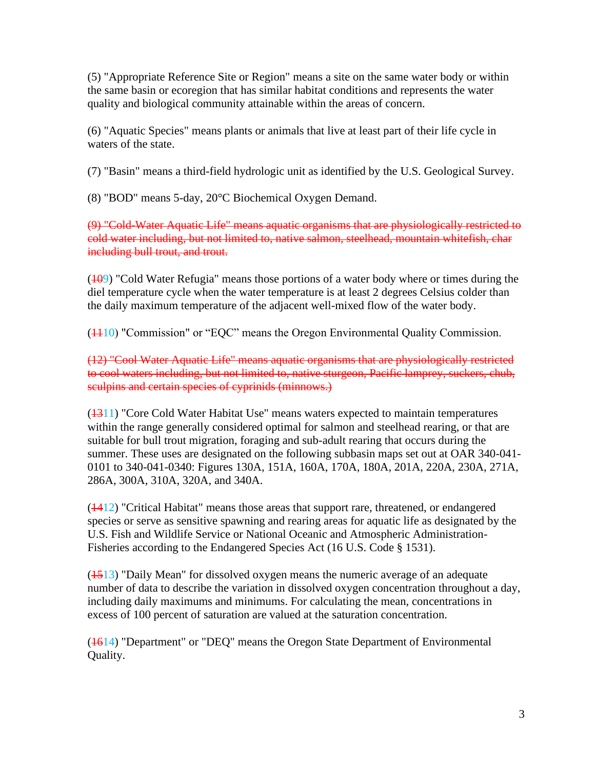(5) "Appropriate Reference Site or Region" means a site on the same water body or within the same basin or ecoregion that has similar habitat conditions and represents the water quality and biological community attainable within the areas of concern.

(6) "Aquatic Species" means plants or animals that live at least part of their life cycle in waters of the state.

(7) "Basin" means a third-field hydrologic unit as identified by the U.S. Geological Survey.

(8) "BOD" means 5-day, 20°C Biochemical Oxygen Demand.

~~(9) "Cold-Water Aquatic Life" means aquatic organisms that are physiologically restricted to cold water including, but not limited to, native salmon, steelhead, mountain whitefish, char including bull trout, and trout.~~

(~~10~~9) "Cold Water Refugia" means those portions of a water body where or times during the diel temperature cycle when the water temperature is at least 2 degrees Celsius colder than the daily maximum temperature of the adjacent well-mixed flow of the water body.

(~~11~~10) "Commission" or "EQC" means the Oregon Environmental Quality Commission.

~~(12) "Cool Water Aquatic Life" means aquatic organisms that are physiologically restricted to cool waters including, but not limited to, native sturgeon, Pacific lamprey, suckers, chub, sculpins and certain species of cyprinids (minnows.)~~

(~~13~~11) "Core Cold Water Habitat Use" means waters expected to maintain temperatures within the range generally considered optimal for salmon and steelhead rearing, or that are suitable for bull trout migration, foraging and sub-adult rearing that occurs during the summer. These uses are designated on the following subbasin maps set out at OAR 340-041-0101 to 340-041-0340: Figures 130A, 151A, 160A, 170A, 180A, 201A, 220A, 230A, 271A, 286A, 300A, 310A, 320A, and 340A.

(~~14~~12) "Critical Habitat" means those areas that support rare, threatened, or endangered species or serve as sensitive spawning and rearing areas for aquatic life as designated by the U.S. Fish and Wildlife Service or National Oceanic and Atmospheric Administration-Fisheries according to the Endangered Species Act (16 U.S. Code § 1531).

(~~15~~13) "Daily Mean" for dissolved oxygen means the numeric average of an adequate number of data to describe the variation in dissolved oxygen concentration throughout a day, including daily maximums and minimums. For calculating the mean, concentrations in excess of 100 percent of saturation are valued at the saturation concentration.

(~~16~~14) "Department" or "DEQ" means the Oregon State Department of Environmental Quality.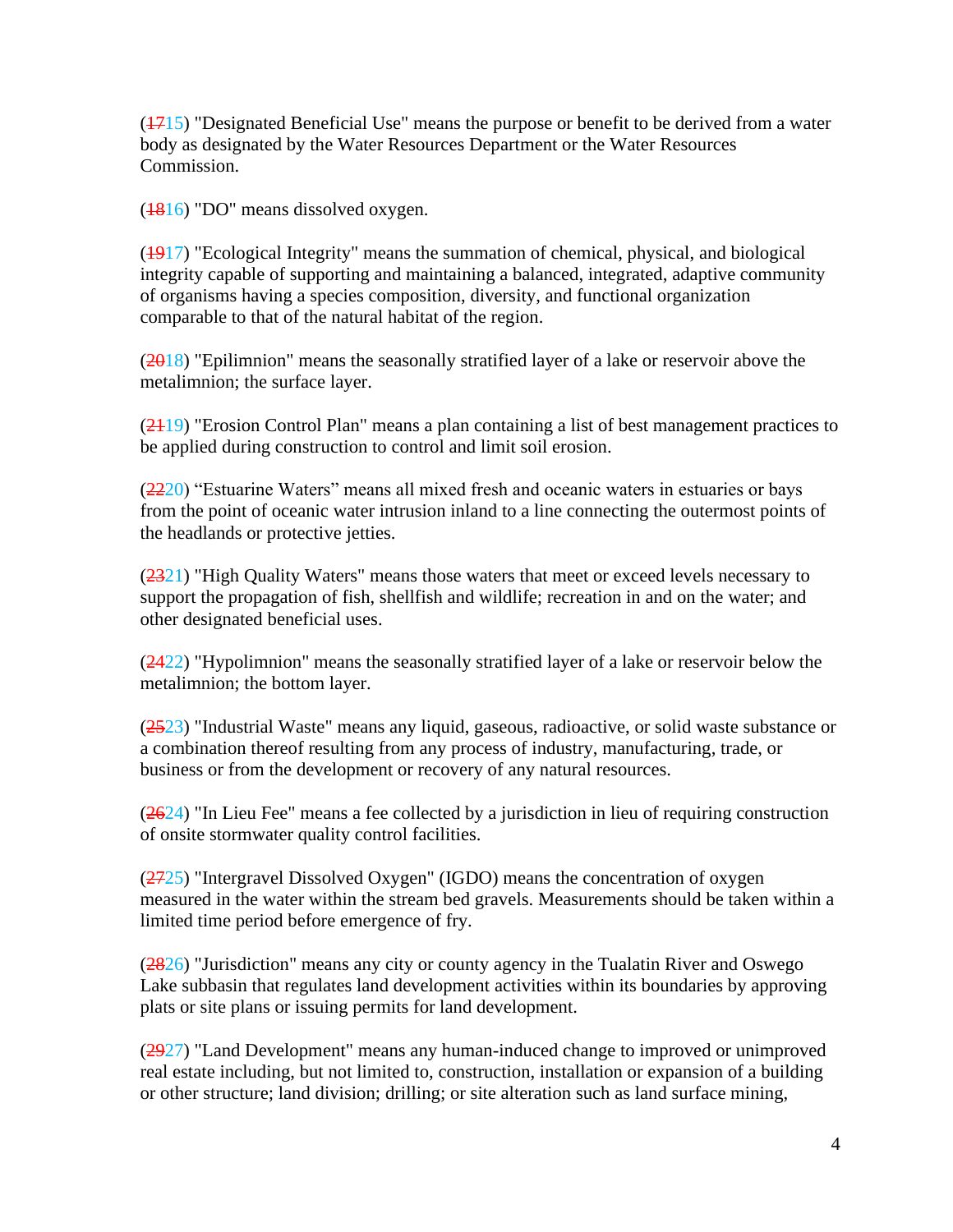(~~17~~15) "Designated Beneficial Use" means the purpose or benefit to be derived from a water body as designated by the Water Resources Department or the Water Resources Commission.

(~~18~~16) "DO" means dissolved oxygen.

(~~19~~17) "Ecological Integrity" means the summation of chemical, physical, and biological integrity capable of supporting and maintaining a balanced, integrated, adaptive community of organisms having a species composition, diversity, and functional organization comparable to that of the natural habitat of the region.

(~~20~~18) "Epilimnion" means the seasonally stratified layer of a lake or reservoir above the metalimnion; the surface layer.

(~~21~~19) "Erosion Control Plan" means a plan containing a list of best management practices to be applied during construction to control and limit soil erosion.

(~~22~~20) “Estuarine Waters” means all mixed fresh and oceanic waters in estuaries or bays from the point of oceanic water intrusion inland to a line connecting the outermost points of the headlands or protective jetties.

(~~23~~21) "High Quality Waters" means those waters that meet or exceed levels necessary to support the propagation of fish, shellfish and wildlife; recreation in and on the water; and other designated beneficial uses.

(~~24~~22) "Hypolimnion" means the seasonally stratified layer of a lake or reservoir below the metalimnion; the bottom layer.

(~~25~~23) "Industrial Waste" means any liquid, gaseous, radioactive, or solid waste substance or a combination thereof resulting from any process of industry, manufacturing, trade, or business or from the development or recovery of any natural resources.

(~~26~~24) "In Lieu Fee" means a fee collected by a jurisdiction in lieu of requiring construction of onsite stormwater quality control facilities.

(~~27~~25) "Intergravel Dissolved Oxygen" (IGDO) means the concentration of oxygen measured in the water within the stream bed gravels. Measurements should be taken within a limited time period before emergence of fry.

(~~28~~26) "Jurisdiction" means any city or county agency in the Tualatin River and Oswego Lake subbasin that regulates land development activities within its boundaries by approving plats or site plans or issuing permits for land development.

(~~29~~27) "Land Development" means any human-induced change to improved or unimproved real estate including, but not limited to, construction, installation or expansion of a building or other structure; land division; drilling; or site alteration such as land surface mining,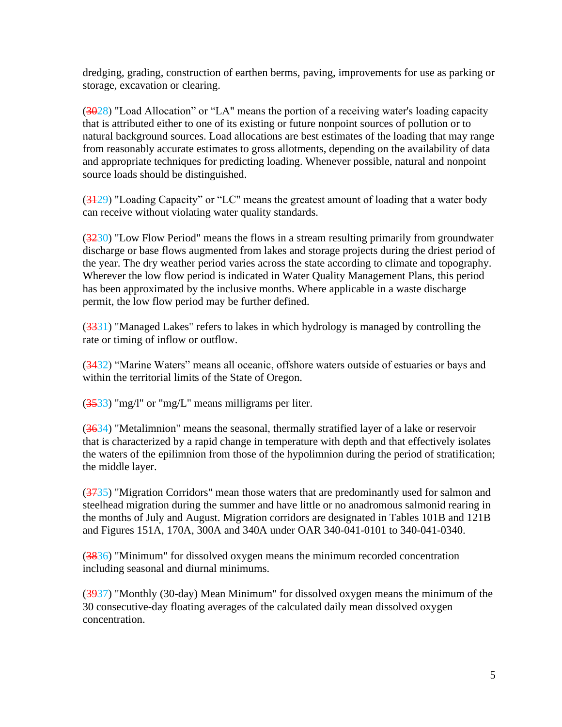dredging, grading, construction of earthen berms, paving, improvements for use as parking or storage, excavation or clearing.

(~~30~~28) "Load Allocation" or "LA" means the portion of a receiving water's loading capacity that is attributed either to one of its existing or future nonpoint sources of pollution or to natural background sources. Load allocations are best estimates of the loading that may range from reasonably accurate estimates to gross allotments, depending on the availability of data and appropriate techniques for predicting loading. Whenever possible, natural and nonpoint source loads should be distinguished.

(~~31~~29) "Loading Capacity" or "LC" means the greatest amount of loading that a water body can receive without violating water quality standards.

(~~32~~30) "Low Flow Period" means the flows in a stream resulting primarily from groundwater discharge or base flows augmented from lakes and storage projects during the driest period of the year. The dry weather period varies across the state according to climate and topography. Wherever the low flow period is indicated in Water Quality Management Plans, this period has been approximated by the inclusive months. Where applicable in a waste discharge permit, the low flow period may be further defined.

(~~33~~31) "Managed Lakes" refers to lakes in which hydrology is managed by controlling the rate or timing of inflow or outflow.

(~~34~~32) "Marine Waters" means all oceanic, offshore waters outside of estuaries or bays and within the territorial limits of the State of Oregon.

(~~35~~33) "mg/l" or "mg/L" means milligrams per liter.

(~~36~~34) "Metalimnion" means the seasonal, thermally stratified layer of a lake or reservoir that is characterized by a rapid change in temperature with depth and that effectively isolates the waters of the epilimnion from those of the hypolimnion during the period of stratification; the middle layer.

(~~37~~35) "Migration Corridors" mean those waters that are predominantly used for salmon and steelhead migration during the summer and have little or no anadromous salmonid rearing in the months of July and August. Migration corridors are designated in Tables 101B and 121B and Figures 151A, 170A, 300A and 340A under OAR 340-041-0101 to 340-041-0340.

(~~38~~36) "Minimum" for dissolved oxygen means the minimum recorded concentration including seasonal and diurnal minimums.

(~~39~~37) "Monthly (30-day) Mean Minimum" for dissolved oxygen means the minimum of the 30 consecutive-day floating averages of the calculated daily mean dissolved oxygen concentration.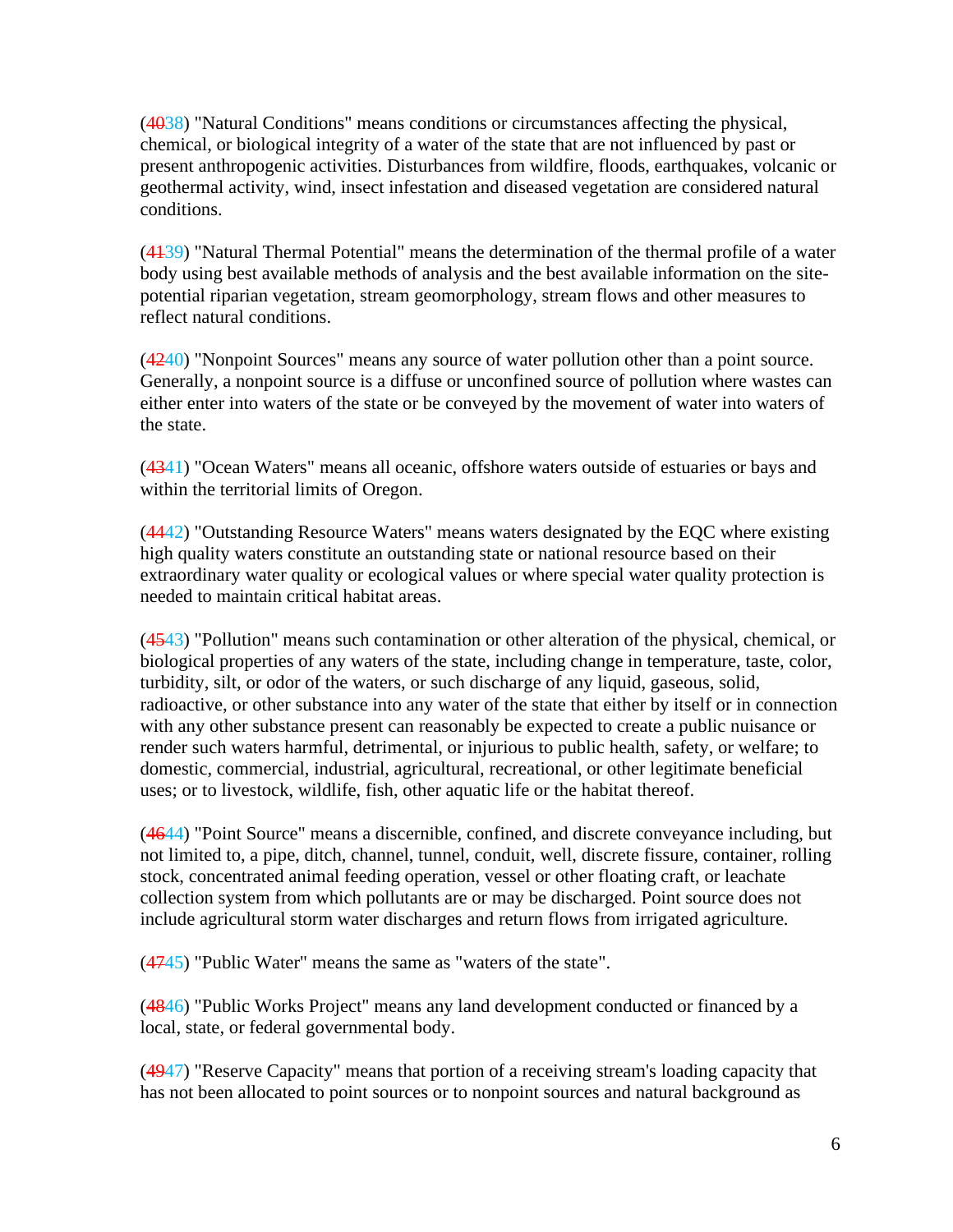(4038) "Natural Conditions" means conditions or circumstances affecting the physical, chemical, or biological integrity of a water of the state that are not influenced by past or present anthropogenic activities. Disturbances from wildfire, floods, earthquakes, volcanic or geothermal activity, wind, insect infestation and diseased vegetation are considered natural conditions.

(4139) "Natural Thermal Potential" means the determination of the thermal profile of a water body using best available methods of analysis and the best available information on the site-potential riparian vegetation, stream geomorphology, stream flows and other measures to reflect natural conditions.

(4240) "Nonpoint Sources" means any source of water pollution other than a point source. Generally, a nonpoint source is a diffuse or unconfined source of pollution where wastes can either enter into waters of the state or be conveyed by the movement of water into waters of the state.

(4341) "Ocean Waters" means all oceanic, offshore waters outside of estuaries or bays and within the territorial limits of Oregon.

(4442) "Outstanding Resource Waters" means waters designated by the EQC where existing high quality waters constitute an outstanding state or national resource based on their extraordinary water quality or ecological values or where special water quality protection is needed to maintain critical habitat areas.

(4543) "Pollution" means such contamination or other alteration of the physical, chemical, or biological properties of any waters of the state, including change in temperature, taste, color, turbidity, silt, or odor of the waters, or such discharge of any liquid, gaseous, solid, radioactive, or other substance into any water of the state that either by itself or in connection with any other substance present can reasonably be expected to create a public nuisance or render such waters harmful, detrimental, or injurious to public health, safety, or welfare; to domestic, commercial, industrial, agricultural, recreational, or other legitimate beneficial uses; or to livestock, wildlife, fish, other aquatic life or the habitat thereof.

(4644) "Point Source" means a discernible, confined, and discrete conveyance including, but not limited to, a pipe, ditch, channel, tunnel, conduit, well, discrete fissure, container, rolling stock, concentrated animal feeding operation, vessel or other floating craft, or leachate collection system from which pollutants are or may be discharged. Point source does not include agricultural storm water discharges and return flows from irrigated agriculture.

(4745) "Public Water" means the same as "waters of the state".

(4846) "Public Works Project" means any land development conducted or financed by a local, state, or federal governmental body.

(4947) "Reserve Capacity" means that portion of a receiving stream's loading capacity that has not been allocated to point sources or to nonpoint sources and natural background as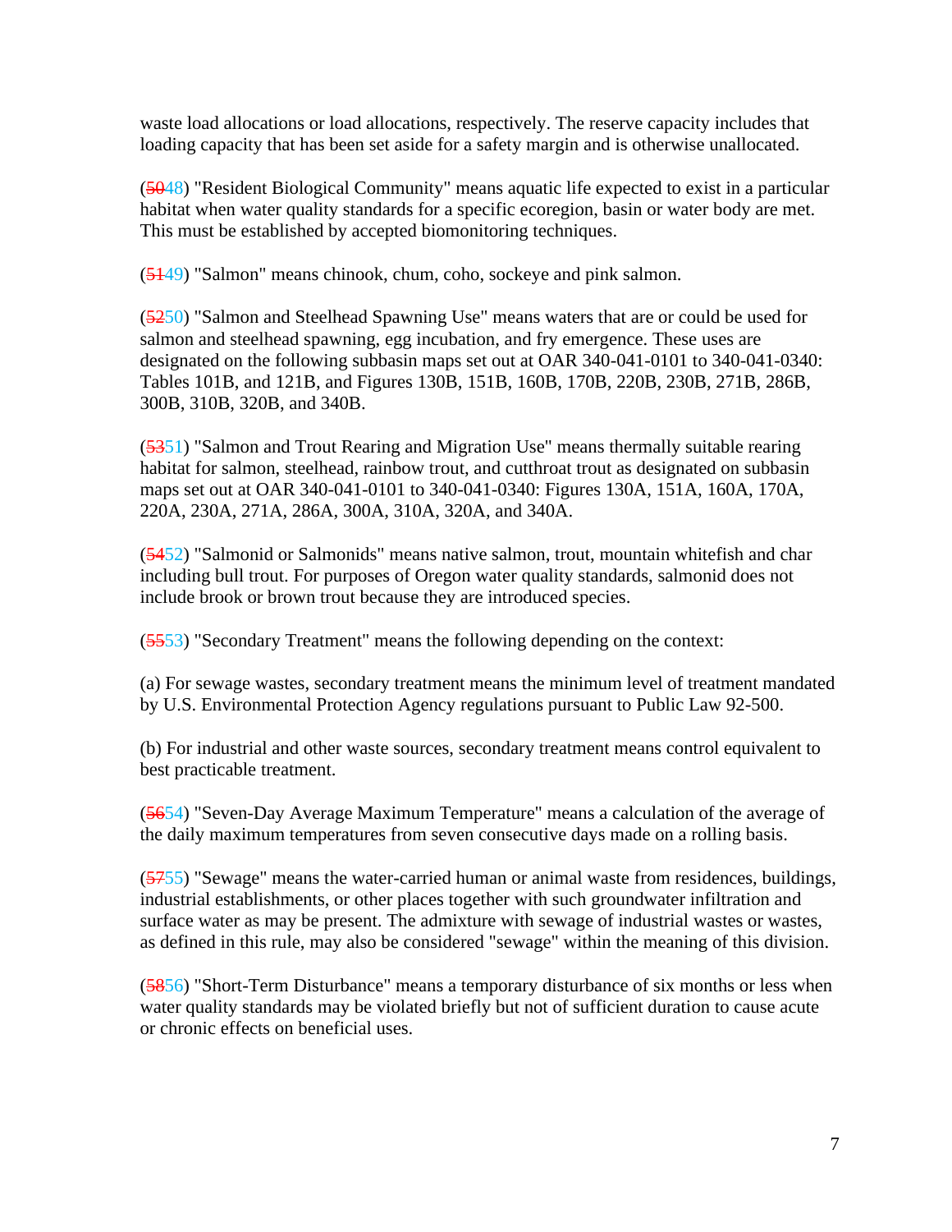waste load allocations or load allocations, respectively. The reserve capacity includes that loading capacity that has been set aside for a safety margin and is otherwise unallocated.

(~~50~~48) "Resident Biological Community" means aquatic life expected to exist in a particular habitat when water quality standards for a specific ecoregion, basin or water body are met. This must be established by accepted biomonitoring techniques.

(~~51~~49) "Salmon" means chinook, chum, coho, sockeye and pink salmon.

(~~52~~50) "Salmon and Steelhead Spawning Use" means waters that are or could be used for salmon and steelhead spawning, egg incubation, and fry emergence. These uses are designated on the following subbasin maps set out at OAR 340-041-0101 to 340-041-0340: Tables 101B, and 121B, and Figures 130B, 151B, 160B, 170B, 220B, 230B, 271B, 286B, 300B, 310B, 320B, and 340B.

(~~53~~51) "Salmon and Trout Rearing and Migration Use" means thermally suitable rearing habitat for salmon, steelhead, rainbow trout, and cutthroat trout as designated on subbasin maps set out at OAR 340-041-0101 to 340-041-0340: Figures 130A, 151A, 160A, 170A, 220A, 230A, 271A, 286A, 300A, 310A, 320A, and 340A.

(~~54~~52) "Salmonid or Salmonids" means native salmon, trout, mountain whitefish and char including bull trout. For purposes of Oregon water quality standards, salmonid does not include brook or brown trout because they are introduced species.

(~~55~~53) "Secondary Treatment" means the following depending on the context:

(a) For sewage wastes, secondary treatment means the minimum level of treatment mandated by U.S. Environmental Protection Agency regulations pursuant to Public Law 92-500.

(b) For industrial and other waste sources, secondary treatment means control equivalent to best practicable treatment.

(~~56~~54) "Seven-Day Average Maximum Temperature" means a calculation of the average of the daily maximum temperatures from seven consecutive days made on a rolling basis.

(~~57~~55) "Sewage" means the water-carried human or animal waste from residences, buildings, industrial establishments, or other places together with such groundwater infiltration and surface water as may be present. The admixture with sewage of industrial wastes or wastes, as defined in this rule, may also be considered "sewage" within the meaning of this division.

(~~58~~56) "Short-Term Disturbance" means a temporary disturbance of six months or less when water quality standards may be violated briefly but not of sufficient duration to cause acute or chronic effects on beneficial uses.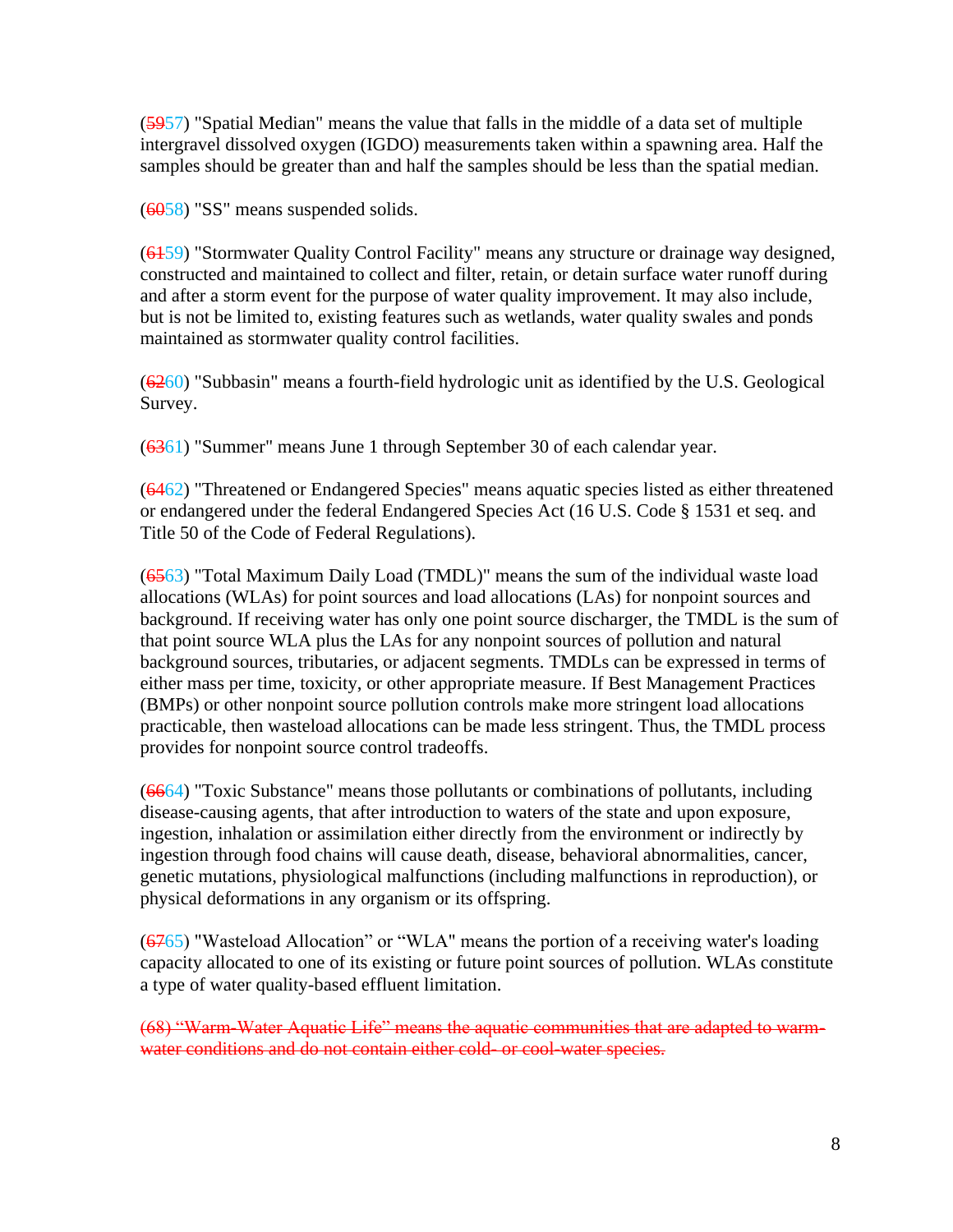(~~59~~57) "Spatial Median" means the value that falls in the middle of a data set of multiple intergravel dissolved oxygen (IGDO) measurements taken within a spawning area. Half the samples should be greater than and half the samples should be less than the spatial median.

(~~60~~58) "SS" means suspended solids.

(~~61~~59) "Stormwater Quality Control Facility" means any structure or drainage way designed, constructed and maintained to collect and filter, retain, or detain surface water runoff during and after a storm event for the purpose of water quality improvement. It may also include, but is not be limited to, existing features such as wetlands, water quality swales and ponds maintained as stormwater quality control facilities.

(~~62~~60) "Subbasin" means a fourth-field hydrologic unit as identified by the U.S. Geological Survey.

(~~63~~61) "Summer" means June 1 through September 30 of each calendar year.

(~~64~~62) "Threatened or Endangered Species" means aquatic species listed as either threatened or endangered under the federal Endangered Species Act (16 U.S. Code § 1531 et seq. and Title 50 of the Code of Federal Regulations).

(~~65~~63) "Total Maximum Daily Load (TMDL)" means the sum of the individual waste load allocations (WLAs) for point sources and load allocations (LAs) for nonpoint sources and background. If receiving water has only one point source discharger, the TMDL is the sum of that point source WLA plus the LAs for any nonpoint sources of pollution and natural background sources, tributaries, or adjacent segments. TMDLs can be expressed in terms of either mass per time, toxicity, or other appropriate measure. If Best Management Practices (BMPs) or other nonpoint source pollution controls make more stringent load allocations practicable, then wasteload allocations can be made less stringent. Thus, the TMDL process provides for nonpoint source control tradeoffs.

(~~66~~64) "Toxic Substance" means those pollutants or combinations of pollutants, including disease-causing agents, that after introduction to waters of the state and upon exposure, ingestion, inhalation or assimilation either directly from the environment or indirectly by ingestion through food chains will cause death, disease, behavioral abnormalities, cancer, genetic mutations, physiological malfunctions (including malfunctions in reproduction), or physical deformations in any organism or its offspring.

(~~67~~65) "Wasteload Allocation" or "WLA" means the portion of a receiving water's loading capacity allocated to one of its existing or future point sources of pollution. WLAs constitute a type of water quality-based effluent limitation.

~~(68) "Warm-Water Aquatic Life" means the aquatic communities that are adapted to warm-water conditions and do not contain either cold- or cool-water species.~~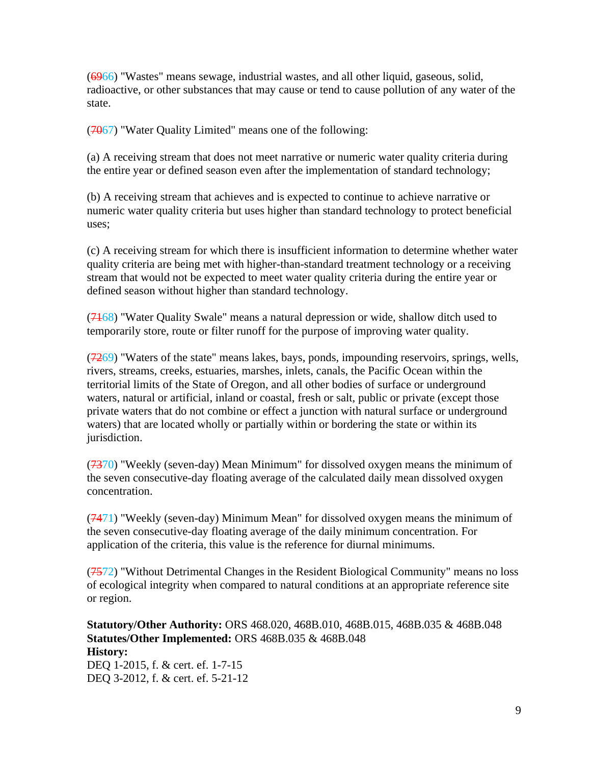(~~69~~66) "Wastes" means sewage, industrial wastes, and all other liquid, gaseous, solid, radioactive, or other substances that may cause or tend to cause pollution of any water of the state.

(~~70~~67) "Water Quality Limited" means one of the following:

(a) A receiving stream that does not meet narrative or numeric water quality criteria during the entire year or defined season even after the implementation of standard technology;

(b) A receiving stream that achieves and is expected to continue to achieve narrative or numeric water quality criteria but uses higher than standard technology to protect beneficial uses;

(c) A receiving stream for which there is insufficient information to determine whether water quality criteria are being met with higher-than-standard treatment technology or a receiving stream that would not be expected to meet water quality criteria during the entire year or defined season without higher than standard technology.

(~~71~~68) "Water Quality Swale" means a natural depression or wide, shallow ditch used to temporarily store, route or filter runoff for the purpose of improving water quality.

(~~72~~69) "Waters of the state" means lakes, bays, ponds, impounding reservoirs, springs, wells, rivers, streams, creeks, estuaries, marshes, inlets, canals, the Pacific Ocean within the territorial limits of the State of Oregon, and all other bodies of surface or underground waters, natural or artificial, inland or coastal, fresh or salt, public or private (except those private waters that do not combine or effect a junction with natural surface or underground waters) that are located wholly or partially within or bordering the state or within its jurisdiction.

(~~73~~70) "Weekly (seven-day) Mean Minimum" for dissolved oxygen means the minimum of the seven consecutive-day floating average of the calculated daily mean dissolved oxygen concentration.

(~~74~~71) "Weekly (seven-day) Minimum Mean" for dissolved oxygen means the minimum of the seven consecutive-day floating average of the daily minimum concentration. For application of the criteria, this value is the reference for diurnal minimums.

(~~75~~72) "Without Detrimental Changes in the Resident Biological Community" means no loss of ecological integrity when compared to natural conditions at an appropriate reference site or region.

**Statutory/Other Authority:** ORS 468.020, 468B.010, 468B.015, 468B.035 & 468B.048
**Statutes/Other Implemented:** ORS 468B.035 & 468B.048
**History:**
DEQ 1-2015, f. & cert. ef. 1-7-15
DEQ 3-2012, f. & cert. ef. 5-21-12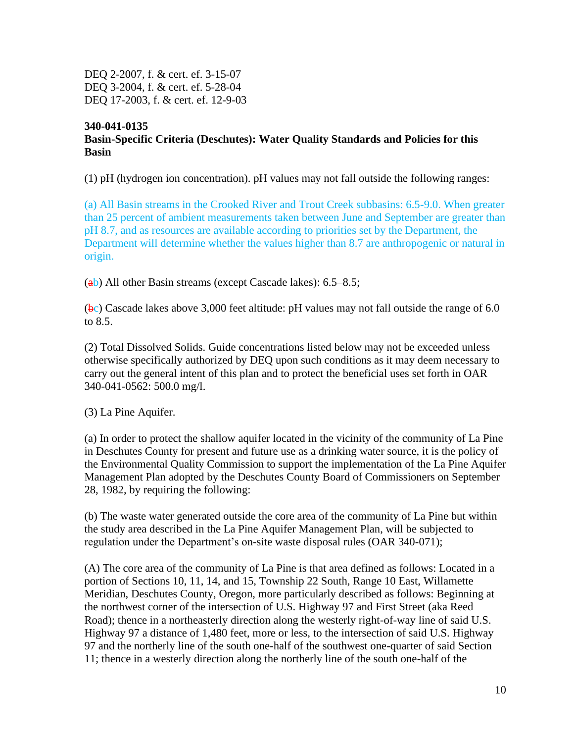DEQ 2-2007, f. & cert. ef. 3-15-07
DEQ 3-2004, f. & cert. ef. 5-28-04
DEQ 17-2003, f. & cert. ef. 12-9-03

**340-041-0135**
**Basin-Specific Criteria (Deschutes): Water Quality Standards and Policies for this Basin**

(1) pH (hydrogen ion concentration). pH values may not fall outside the following ranges:

(a) All Basin streams in the Crooked River and Trout Creek subbasins: 6.5-9.0. When greater than 25 percent of ambient measurements taken between June and September are greater than pH 8.7, and as resources are available according to priorities set by the Department, the Department will determine whether the values higher than 8.7 are anthropogenic or natural in origin.

(~~a~~b) All other Basin streams (except Cascade lakes): 6.5–8.5;

(~~b~~c) Cascade lakes above 3,000 feet altitude: pH values may not fall outside the range of 6.0 to 8.5.

(2) Total Dissolved Solids. Guide concentrations listed below may not be exceeded unless otherwise specifically authorized by DEQ upon such conditions as it may deem necessary to carry out the general intent of this plan and to protect the beneficial uses set forth in OAR 340-041-0562: 500.0 mg/l.

(3) La Pine Aquifer.

(a) In order to protect the shallow aquifer located in the vicinity of the community of La Pine in Deschutes County for present and future use as a drinking water source, it is the policy of the Environmental Quality Commission to support the implementation of the La Pine Aquifer Management Plan adopted by the Deschutes County Board of Commissioners on September 28, 1982, by requiring the following:

(b) The waste water generated outside the core area of the community of La Pine but within the study area described in the La Pine Aquifer Management Plan, will be subjected to regulation under the Department's on-site waste disposal rules (OAR 340-071);

(A) The core area of the community of La Pine is that area defined as follows: Located in a portion of Sections 10, 11, 14, and 15, Township 22 South, Range 10 East, Willamette Meridian, Deschutes County, Oregon, more particularly described as follows: Beginning at the northwest corner of the intersection of U.S. Highway 97 and First Street (aka Reed Road); thence in a northeasterly direction along the westerly right-of-way line of said U.S. Highway 97 a distance of 1,480 feet, more or less, to the intersection of said U.S. Highway 97 and the northerly line of the south one-half of the southwest one-quarter of said Section 11; thence in a westerly direction along the northerly line of the south one-half of the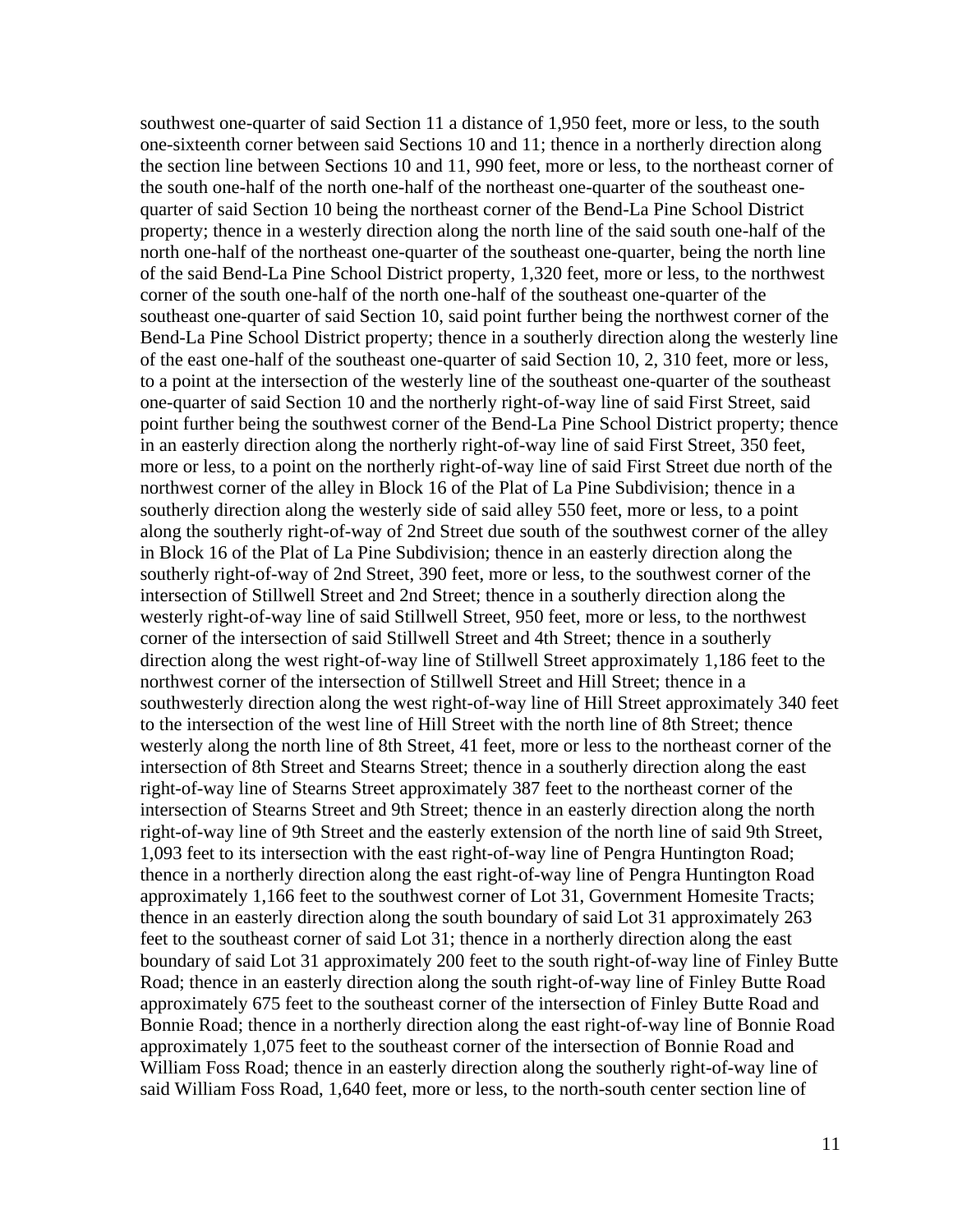southwest one-quarter of said Section 11 a distance of 1,950 feet, more or less, to the south one-sixteenth corner between said Sections 10 and 11; thence in a northerly direction along the section line between Sections 10 and 11, 990 feet, more or less, to the northeast corner of the south one-half of the north one-half of the northeast one-quarter of the southeast one-quarter of said Section 10 being the northeast corner of the Bend-La Pine School District property; thence in a westerly direction along the north line of the said south one-half of the north one-half of the northeast one-quarter of the southeast one-quarter, being the north line of the said Bend-La Pine School District property, 1,320 feet, more or less, to the northwest corner of the south one-half of the north one-half of the southeast one-quarter of the southeast one-quarter of said Section 10, said point further being the northwest corner of the Bend-La Pine School District property; thence in a southerly direction along the westerly line of the east one-half of the southeast one-quarter of said Section 10, 2, 310 feet, more or less, to a point at the intersection of the westerly line of the southeast one-quarter of the southeast one-quarter of said Section 10 and the northerly right-of-way line of said First Street, said point further being the southwest corner of the Bend-La Pine School District property; thence in an easterly direction along the northerly right-of-way line of said First Street, 350 feet, more or less, to a point on the northerly right-of-way line of said First Street due north of the northwest corner of the alley in Block 16 of the Plat of La Pine Subdivision; thence in a southerly direction along the westerly side of said alley 550 feet, more or less, to a point along the southerly right-of-way of 2nd Street due south of the southwest corner of the alley in Block 16 of the Plat of La Pine Subdivision; thence in an easterly direction along the southerly right-of-way of 2nd Street, 390 feet, more or less, to the southwest corner of the intersection of Stillwell Street and 2nd Street; thence in a southerly direction along the westerly right-of-way line of said Stillwell Street, 950 feet, more or less, to the northwest corner of the intersection of said Stillwell Street and 4th Street; thence in a southerly direction along the west right-of-way line of Stillwell Street approximately 1,186 feet to the northwest corner of the intersection of Stillwell Street and Hill Street; thence in a southwesterly direction along the west right-of-way line of Hill Street approximately 340 feet to the intersection of the west line of Hill Street with the north line of 8th Street; thence westerly along the north line of 8th Street, 41 feet, more or less to the northeast corner of the intersection of 8th Street and Stearns Street; thence in a southerly direction along the east right-of-way line of Stearns Street approximately 387 feet to the northeast corner of the intersection of Stearns Street and 9th Street; thence in an easterly direction along the north right-of-way line of 9th Street and the easterly extension of the north line of said 9th Street, 1,093 feet to its intersection with the east right-of-way line of Pengra Huntington Road; thence in a northerly direction along the east right-of-way line of Pengra Huntington Road approximately 1,166 feet to the southwest corner of Lot 31, Government Homesite Tracts; thence in an easterly direction along the south boundary of said Lot 31 approximately 263 feet to the southeast corner of said Lot 31; thence in a northerly direction along the east boundary of said Lot 31 approximately 200 feet to the south right-of-way line of Finley Butte Road; thence in an easterly direction along the south right-of-way line of Finley Butte Road approximately 675 feet to the southeast corner of the intersection of Finley Butte Road and Bonnie Road; thence in a northerly direction along the east right-of-way line of Bonnie Road approximately 1,075 feet to the southeast corner of the intersection of Bonnie Road and William Foss Road; thence in an easterly direction along the southerly right-of-way line of said William Foss Road, 1,640 feet, more or less, to the north-south center section line of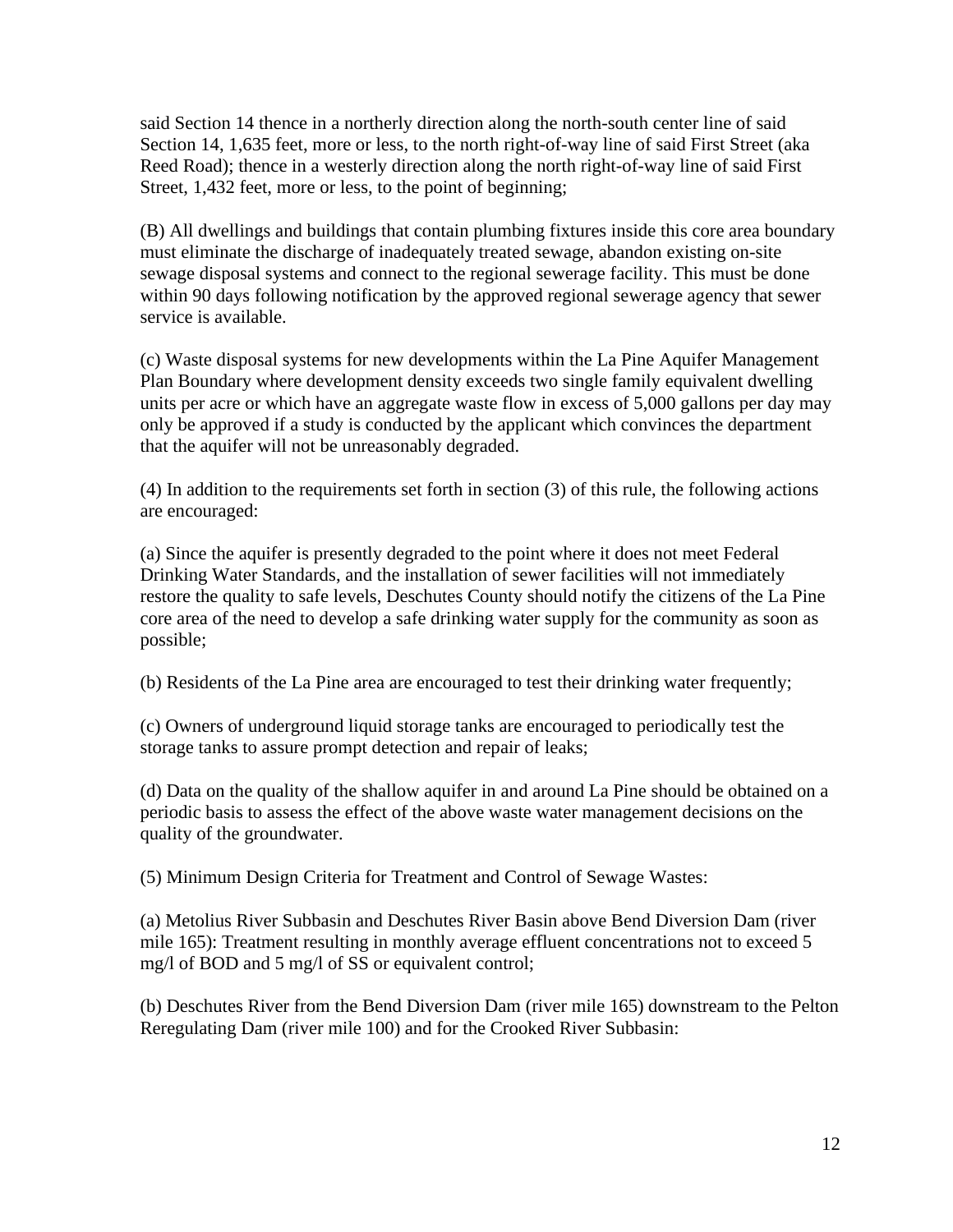said Section 14 thence in a northerly direction along the north-south center line of said Section 14, 1,635 feet, more or less, to the north right-of-way line of said First Street (aka Reed Road); thence in a westerly direction along the north right-of-way line of said First Street, 1,432 feet, more or less, to the point of beginning;

(B) All dwellings and buildings that contain plumbing fixtures inside this core area boundary must eliminate the discharge of inadequately treated sewage, abandon existing on-site sewage disposal systems and connect to the regional sewerage facility. This must be done within 90 days following notification by the approved regional sewerage agency that sewer service is available.

(c) Waste disposal systems for new developments within the La Pine Aquifer Management Plan Boundary where development density exceeds two single family equivalent dwelling units per acre or which have an aggregate waste flow in excess of 5,000 gallons per day may only be approved if a study is conducted by the applicant which convinces the department that the aquifer will not be unreasonably degraded.

(4) In addition to the requirements set forth in section (3) of this rule, the following actions are encouraged:

(a) Since the aquifer is presently degraded to the point where it does not meet Federal Drinking Water Standards, and the installation of sewer facilities will not immediately restore the quality to safe levels, Deschutes County should notify the citizens of the La Pine core area of the need to develop a safe drinking water supply for the community as soon as possible;

(b) Residents of the La Pine area are encouraged to test their drinking water frequently;

(c) Owners of underground liquid storage tanks are encouraged to periodically test the storage tanks to assure prompt detection and repair of leaks;

(d) Data on the quality of the shallow aquifer in and around La Pine should be obtained on a periodic basis to assess the effect of the above waste water management decisions on the quality of the groundwater.

(5) Minimum Design Criteria for Treatment and Control of Sewage Wastes:

(a) Metolius River Subbasin and Deschutes River Basin above Bend Diversion Dam (river mile 165): Treatment resulting in monthly average effluent concentrations not to exceed 5 mg/l of BOD and 5 mg/l of SS or equivalent control;

(b) Deschutes River from the Bend Diversion Dam (river mile 165) downstream to the Pelton Reregulating Dam (river mile 100) and for the Crooked River Subbasin: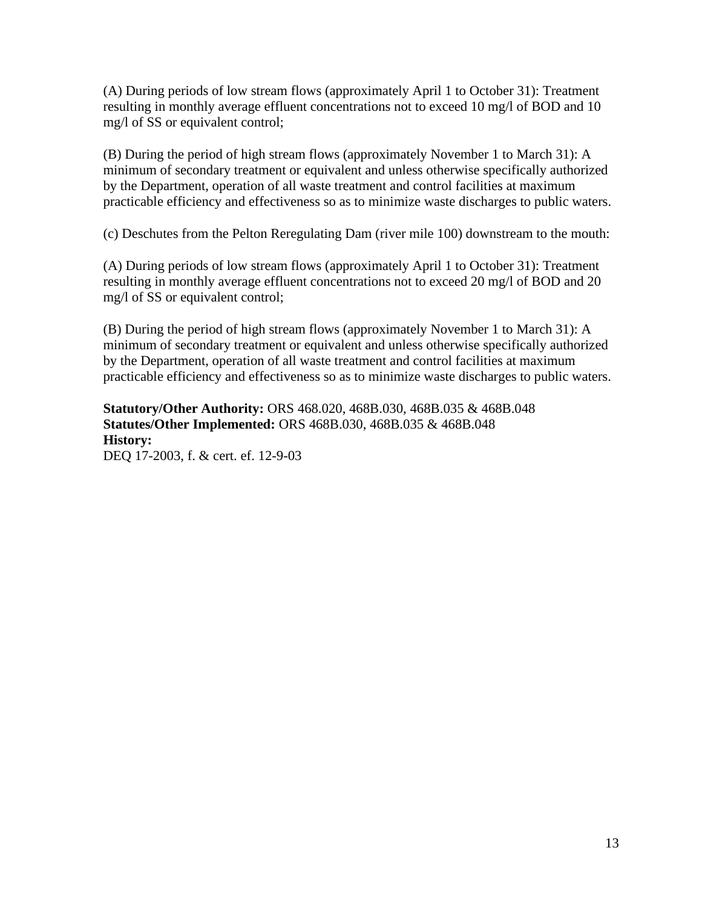(A) During periods of low stream flows (approximately April 1 to October 31): Treatment resulting in monthly average effluent concentrations not to exceed 10 mg/l of BOD and 10 mg/l of SS or equivalent control;

(B) During the period of high stream flows (approximately November 1 to March 31): A minimum of secondary treatment or equivalent and unless otherwise specifically authorized by the Department, operation of all waste treatment and control facilities at maximum practicable efficiency and effectiveness so as to minimize waste discharges to public waters.

(c) Deschutes from the Pelton Reregulating Dam (river mile 100) downstream to the mouth:

(A) During periods of low stream flows (approximately April 1 to October 31): Treatment resulting in monthly average effluent concentrations not to exceed 20 mg/l of BOD and 20 mg/l of SS or equivalent control;

(B) During the period of high stream flows (approximately November 1 to March 31): A minimum of secondary treatment or equivalent and unless otherwise specifically authorized by the Department, operation of all waste treatment and control facilities at maximum practicable efficiency and effectiveness so as to minimize waste discharges to public waters.

**Statutory/Other Authority:** ORS 468.020, 468B.030, 468B.035 & 468B.048
**Statutes/Other Implemented:** ORS 468B.030, 468B.035 & 468B.048
**History:**
DEQ 17-2003, f. & cert. ef. 12-9-03